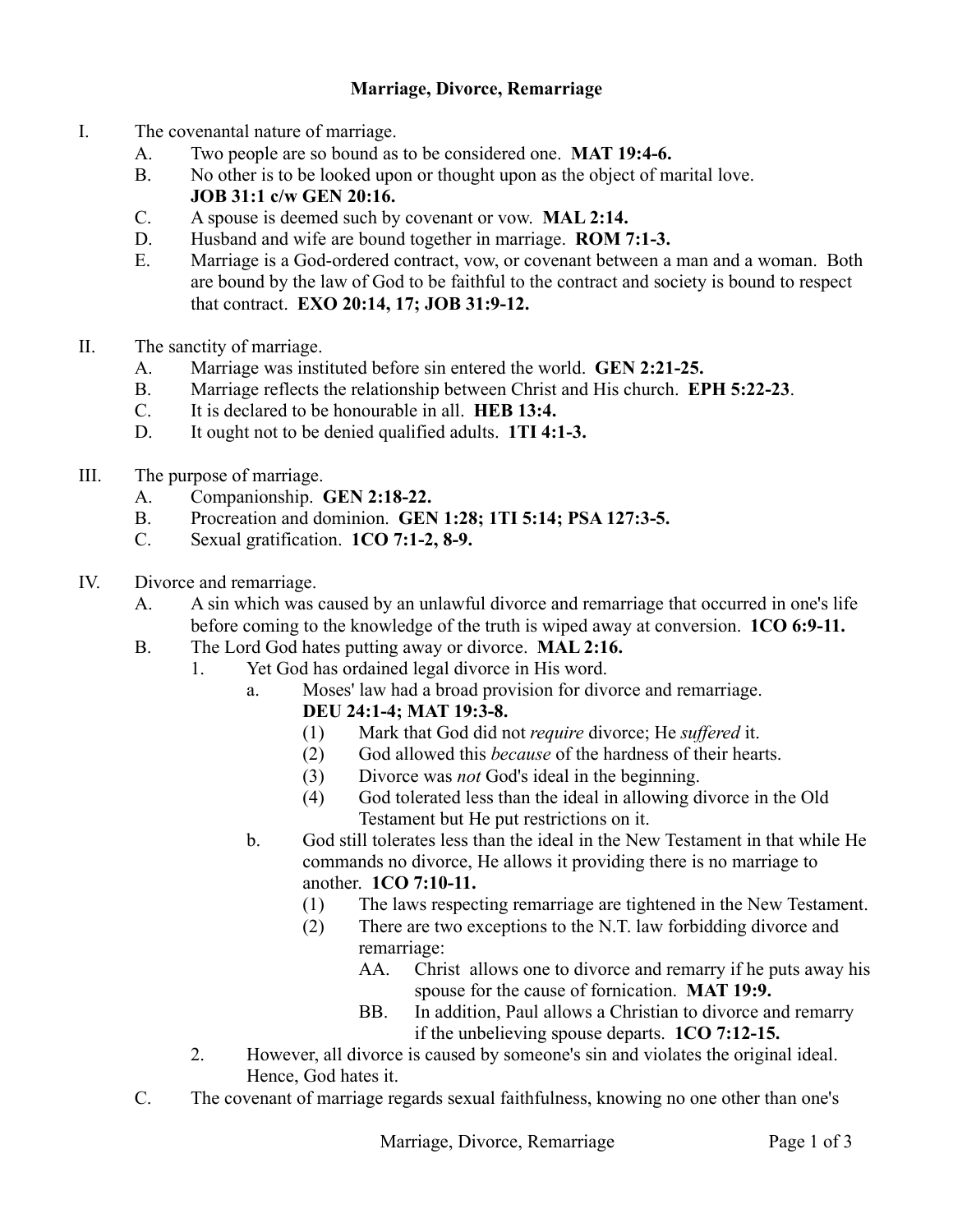# Marriage, Divorce, Remarriage

I. The covenantal nature of marriage.
   A. Two people are so bound as to be considered one. **MAT 19:4-6.**
   B. No other is to be looked upon or thought upon as the object of marital love. **JOB 31:1 c/w GEN 20:16.**
   C. A spouse is deemed such by covenant or vow. **MAL 2:14.**
   D. Husband and wife are bound together in marriage. **ROM 7:1-3.**
   E. Marriage is a God-ordered contract, vow, or covenant between a man and a woman. Both are bound by the law of God to be faithful to the contract and society is bound to respect that contract. **EXO 20:14, 17; JOB 31:9-12.**

II. The sanctity of marriage.
   A. Marriage was instituted before sin entered the world. **GEN 2:21-25.**
   B. Marriage reflects the relationship between Christ and His church. **EPH 5:22-23**.
   C. It is declared to be honourable in all. **HEB 13:4.**
   D. It ought not to be denied qualified adults. **1TI 4:1-3.**

III. The purpose of marriage.
   A. Companionship. **GEN 2:18-22.**
   B. Procreation and dominion. **GEN 1:28; 1TI 5:14; PSA 127:3-5.**
   C. Sexual gratification. **1CO 7:1-2, 8-9.**

IV. Divorce and remarriage.
   A. A sin which was caused by an unlawful divorce and remarriage that occurred in one's life before coming to the knowledge of the truth is wiped away at conversion. **1CO 6:9-11.**
   B. The Lord God hates putting away or divorce. **MAL 2:16.**
      1. Yet God has ordained legal divorce in His word.
         a. Moses' law had a broad provision for divorce and remarriage. **DEU 24:1-4; MAT 19:3-8.**
            (1) Mark that God did not *require* divorce; He *suffered* it.
            (2) God allowed this *because* of the hardness of their hearts.
            (3) Divorce was *not* God's ideal in the beginning.
            (4) God tolerated less than the ideal in allowing divorce in the Old Testament but He put restrictions on it.
         b. God still tolerates less than the ideal in the New Testament in that while He commands no divorce, He allows it providing there is no marriage to another. **1CO 7:10-11.**
            (1) The laws respecting remarriage are tightened in the New Testament.
            (2) There are two exceptions to the N.T. law forbidding divorce and remarriage:
               AA. Christ allows one to divorce and remarry if he puts away his spouse for the cause of fornication. **MAT 19:9.**
               BB. In addition, Paul allows a Christian to divorce and remarry if the unbelieving spouse departs. **1CO 7:12-15.**
      2. However, all divorce is caused by someone's sin and violates the original ideal. Hence, God hates it.
   C. The covenant of marriage regards sexual faithfulness, knowing no one other than one's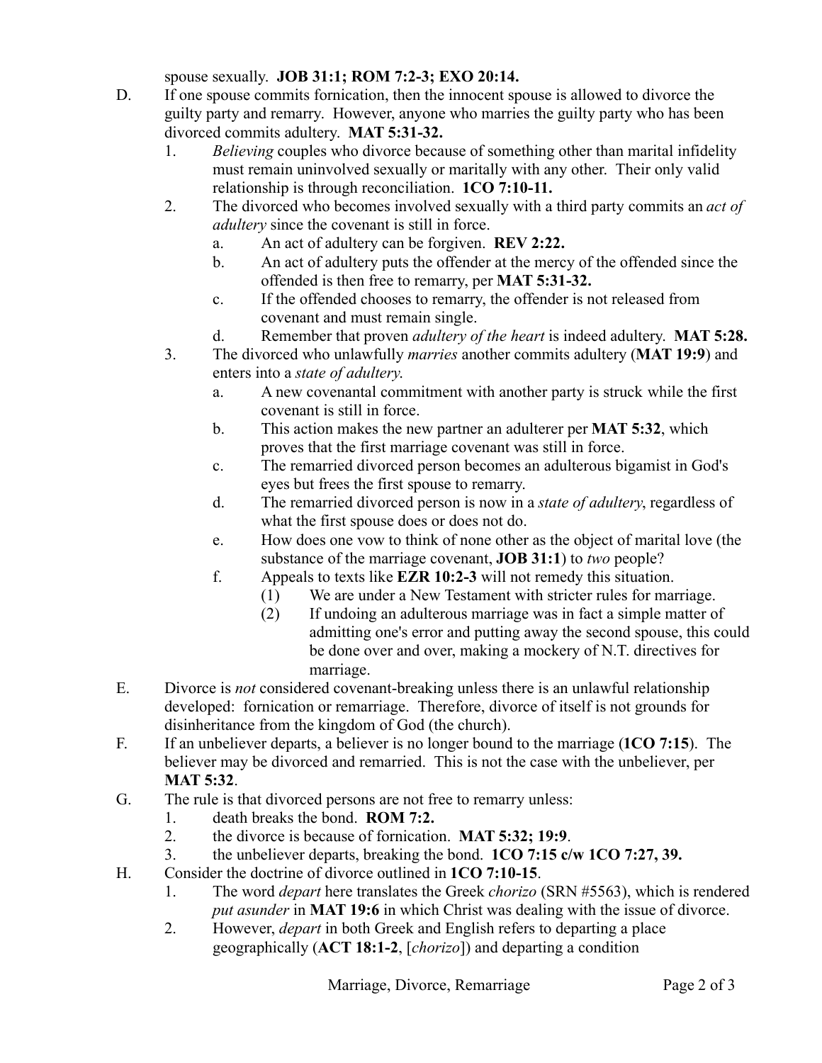spouse sexually. **JOB 31:1; ROM 7:2-3; EXO 20:14.**

D. If one spouse commits fornication, then the innocent spouse is allowed to divorce the guilty party and remarry. However, anyone who marries the guilty party who has been divorced commits adultery. **MAT 5:31-32.**

   1. *Believing* couples who divorce because of something other than marital infidelity must remain uninvolved sexually or maritally with any other. Their only valid relationship is through reconciliation. **1CO 7:10-11.**
   2. The divorced who becomes involved sexually with a third party commits an *act of adultery* since the covenant is still in force.
      a. An act of adultery can be forgiven. **REV 2:22.**
      b. An act of adultery puts the offender at the mercy of the offended since the offended is then free to remarry, per **MAT 5:31-32.**
      c. If the offended chooses to remarry, the offender is not released from covenant and must remain single.
      d. Remember that proven *adultery of the heart* is indeed adultery. **MAT 5:28.**
   3. The divorced who unlawfully *marries* another commits adultery (**MAT 19:9**) and enters into a *state of adultery.*
      a. A new covenantal commitment with another party is struck while the first covenant is still in force.
      b. This action makes the new partner an adulterer per **MAT 5:32**, which proves that the first marriage covenant was still in force.
      c. The remarried divorced person becomes an adulterous bigamist in God's eyes but frees the first spouse to remarry.
      d. The remarried divorced person is now in a *state of adultery*, regardless of what the first spouse does or does not do.
      e. How does one vow to think of none other as the object of marital love (the substance of the marriage covenant, **JOB 31:1**) to *two* people?
      f. Appeals to texts like **EZR 10:2-3** will not remedy this situation.
         (1) We are under a New Testament with stricter rules for marriage.
         (2) If undoing an adulterous marriage was in fact a simple matter of admitting one's error and putting away the second spouse, this could be done over and over, making a mockery of N.T. directives for marriage.

E. Divorce is *not* considered covenant-breaking unless there is an unlawful relationship developed: fornication or remarriage. Therefore, divorce of itself is not grounds for disinheritance from the kingdom of God (the church).

F. If an unbeliever departs, a believer is no longer bound to the marriage (**1CO 7:15**). The believer may be divorced and remarried. This is not the case with the unbeliever, per **MAT 5:32**.

G. The rule is that divorced persons are not free to remarry unless:
   1. death breaks the bond. **ROM 7:2.**
   2. the divorce is because of fornication. **MAT 5:32; 19:9**.
   3. the unbeliever departs, breaking the bond. **1CO 7:15 c/w 1CO 7:27, 39.**

H. Consider the doctrine of divorce outlined in **1CO 7:10-15**.
   1. The word *depart* here translates the Greek *chorizo* (SRN #5563), which is rendered *put asunder* in **MAT 19:6** in which Christ was dealing with the issue of divorce.
   2. However, *depart* in both Greek and English refers to departing a place geographically (**ACT 18:1-2**, [*chorizo*]) and departing a condition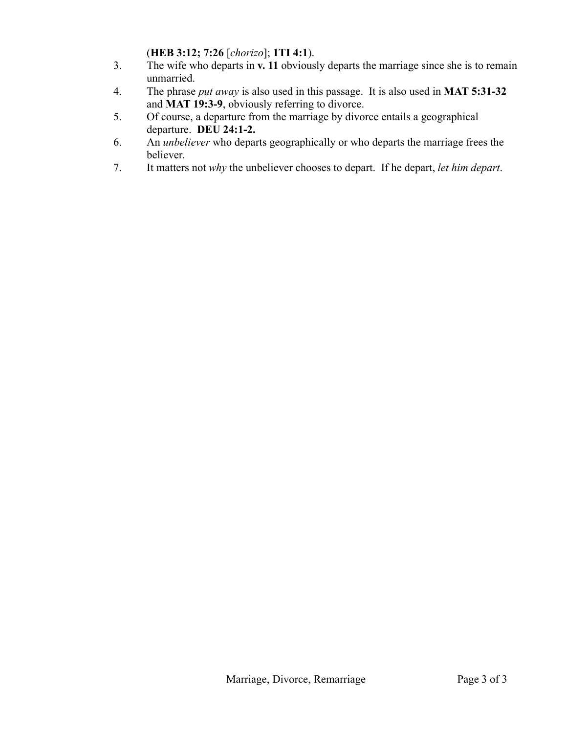(**HEB 3:12; 7:26** [*chorizo*]; **1TI 4:1**).

3. The wife who departs in **v. 11** obviously departs the marriage since she is to remain unmarried.
4. The phrase *put away* is also used in this passage. It is also used in **MAT 5:31-32** and **MAT 19:3-9**, obviously referring to divorce.
5. Of course, a departure from the marriage by divorce entails a geographical departure. **DEU 24:1-2.**
6. An *unbeliever* who departs geographically or who departs the marriage frees the believer.
7. It matters not *why* the unbeliever chooses to depart. If he depart, *let him depart*.